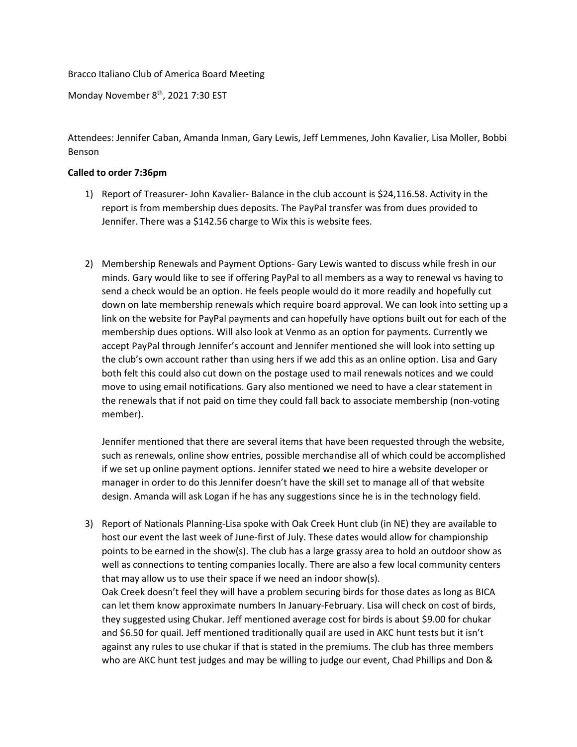Bracco Italiano Club of America Board Meeting

Monday November 8th, 2021 7:30 EST

Attendees: Jennifer Caban, Amanda Inman, Gary Lewis, Jeff Lemmenes, John Kavalier, Lisa Moller, Bobbi Benson

**Called to order 7:36pm**

1) Report of Treasurer- John Kavalier- Balance in the club account is $24,116.58. Activity in the report is from membership dues deposits. The PayPal transfer was from dues provided to Jennifer. There was a $142.56 charge to Wix this is website fees.

2) Membership Renewals and Payment Options- Gary Lewis wanted to discuss while fresh in our minds. Gary would like to see if offering PayPal to all members as a way to renewal vs having to send a check would be an option. He feels people would do it more readily and hopefully cut down on late membership renewals which require board approval. We can look into setting up a link on the website for PayPal payments and can hopefully have options built out for each of the membership dues options. Will also look at Venmo as an option for payments. Currently we accept PayPal through Jennifer's account and Jennifer mentioned she will look into setting up the club's own account rather than using hers if we add this as an online option. Lisa and Gary both felt this could also cut down on the postage used to mail renewals notices and we could move to using email notifications. Gary also mentioned we need to have a clear statement in the renewals that if not paid on time they could fall back to associate membership (non-voting member).

   Jennifer mentioned that there are several items that have been requested through the website, such as renewals, online show entries, possible merchandise all of which could be accomplished if we set up online payment options. Jennifer stated we need to hire a website developer or manager in order to do this Jennifer doesn't have the skill set to manage all of that website design. Amanda will ask Logan if he has any suggestions since he is in the technology field.

3) Report of Nationals Planning-Lisa spoke with Oak Creek Hunt club (in NE) they are available to host our event the last week of June-first of July. These dates would allow for championship points to be earned in the show(s). The club has a large grassy area to hold an outdoor show as well as connections to tenting companies locally. There are also a few local community centers that may allow us to use their space if we need an indoor show(s).
   Oak Creek doesn't feel they will have a problem securing birds for those dates as long as BICA can let them know approximate numbers In January-February. Lisa will check on cost of birds, they suggested using Chukar. Jeff mentioned average cost for birds is about $9.00 for chukar and $6.50 for quail. Jeff mentioned traditionally quail are used in AKC hunt tests but it isn't against any rules to use chukar if that is stated in the premiums. The club has three members who are AKC hunt test judges and may be willing to judge our event, Chad Phillips and Don &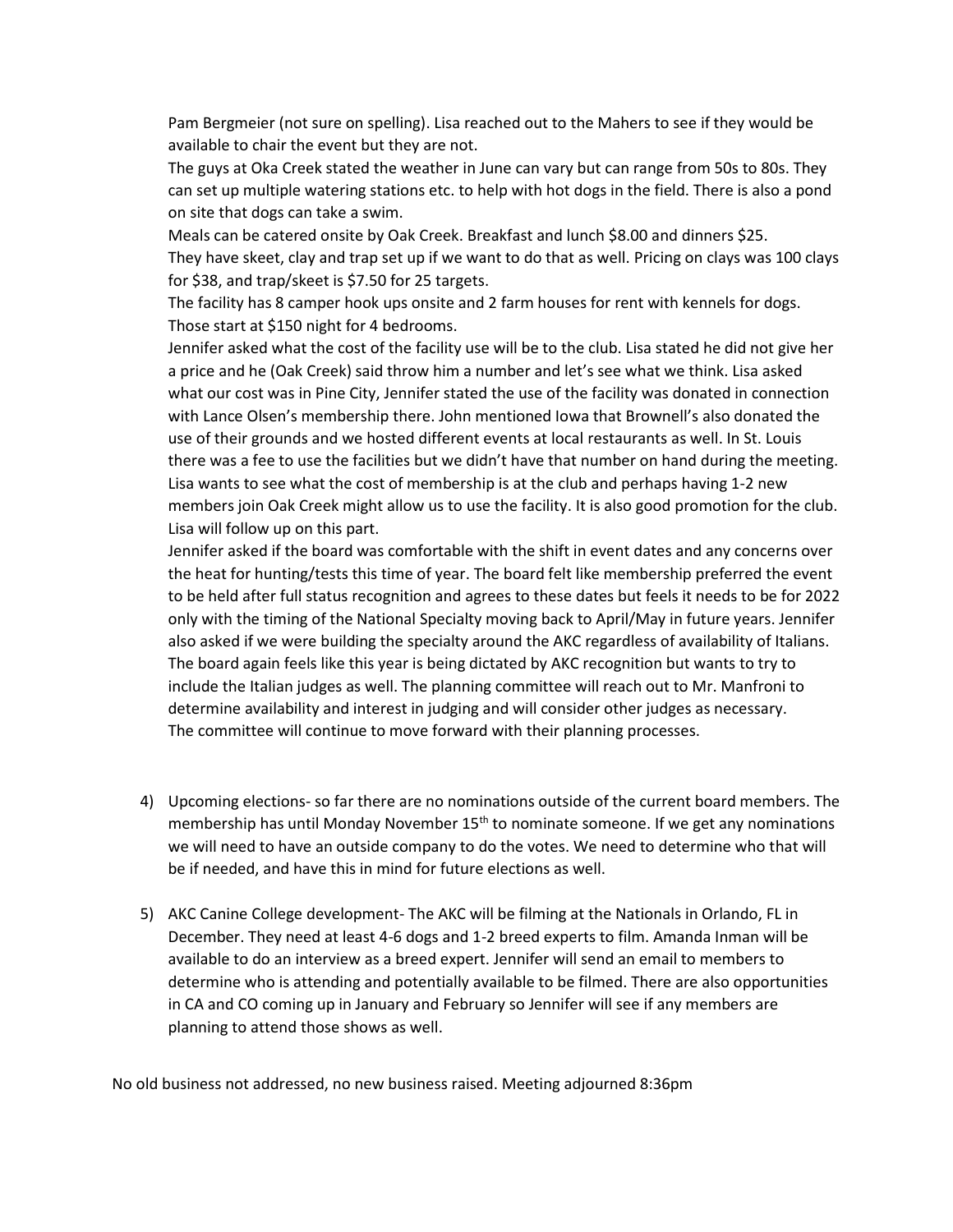Pam Bergmeier (not sure on spelling). Lisa reached out to the Mahers to see if they would be available to chair the event but they are not.

The guys at Oka Creek stated the weather in June can vary but can range from 50s to 80s. They can set up multiple watering stations etc. to help with hot dogs in the field. There is also a pond on site that dogs can take a swim.

Meals can be catered onsite by Oak Creek. Breakfast and lunch $8.00 and dinners $25.

They have skeet, clay and trap set up if we want to do that as well. Pricing on clays was 100 clays for $38, and trap/skeet is $7.50 for 25 targets.

The facility has 8 camper hook ups onsite and 2 farm houses for rent with kennels for dogs. Those start at $150 night for 4 bedrooms.

Jennifer asked what the cost of the facility use will be to the club. Lisa stated he did not give her a price and he (Oak Creek) said throw him a number and let's see what we think. Lisa asked what our cost was in Pine City, Jennifer stated the use of the facility was donated in connection with Lance Olsen's membership there. John mentioned Iowa that Brownell's also donated the use of their grounds and we hosted different events at local restaurants as well. In St. Louis there was a fee to use the facilities but we didn't have that number on hand during the meeting. Lisa wants to see what the cost of membership is at the club and perhaps having 1-2 new members join Oak Creek might allow us to use the facility. It is also good promotion for the club. Lisa will follow up on this part.

Jennifer asked if the board was comfortable with the shift in event dates and any concerns over the heat for hunting/tests this time of year. The board felt like membership preferred the event to be held after full status recognition and agrees to these dates but feels it needs to be for 2022 only with the timing of the National Specialty moving back to April/May in future years. Jennifer also asked if we were building the specialty around the AKC regardless of availability of Italians. The board again feels like this year is being dictated by AKC recognition but wants to try to include the Italian judges as well. The planning committee will reach out to Mr. Manfroni to determine availability and interest in judging and will consider other judges as necessary.

The committee will continue to move forward with their planning processes.

4) Upcoming elections- so far there are no nominations outside of the current board members. The membership has until Monday November 15th to nominate someone. If we get any nominations we will need to have an outside company to do the votes. We need to determine who that will be if needed, and have this in mind for future elections as well.

5) AKC Canine College development- The AKC will be filming at the Nationals in Orlando, FL in December. They need at least 4-6 dogs and 1-2 breed experts to film. Amanda Inman will be available to do an interview as a breed expert. Jennifer will send an email to members to determine who is attending and potentially available to be filmed. There are also opportunities in CA and CO coming up in January and February so Jennifer will see if any members are planning to attend those shows as well.

No old business not addressed, no new business raised. Meeting adjourned 8:36pm